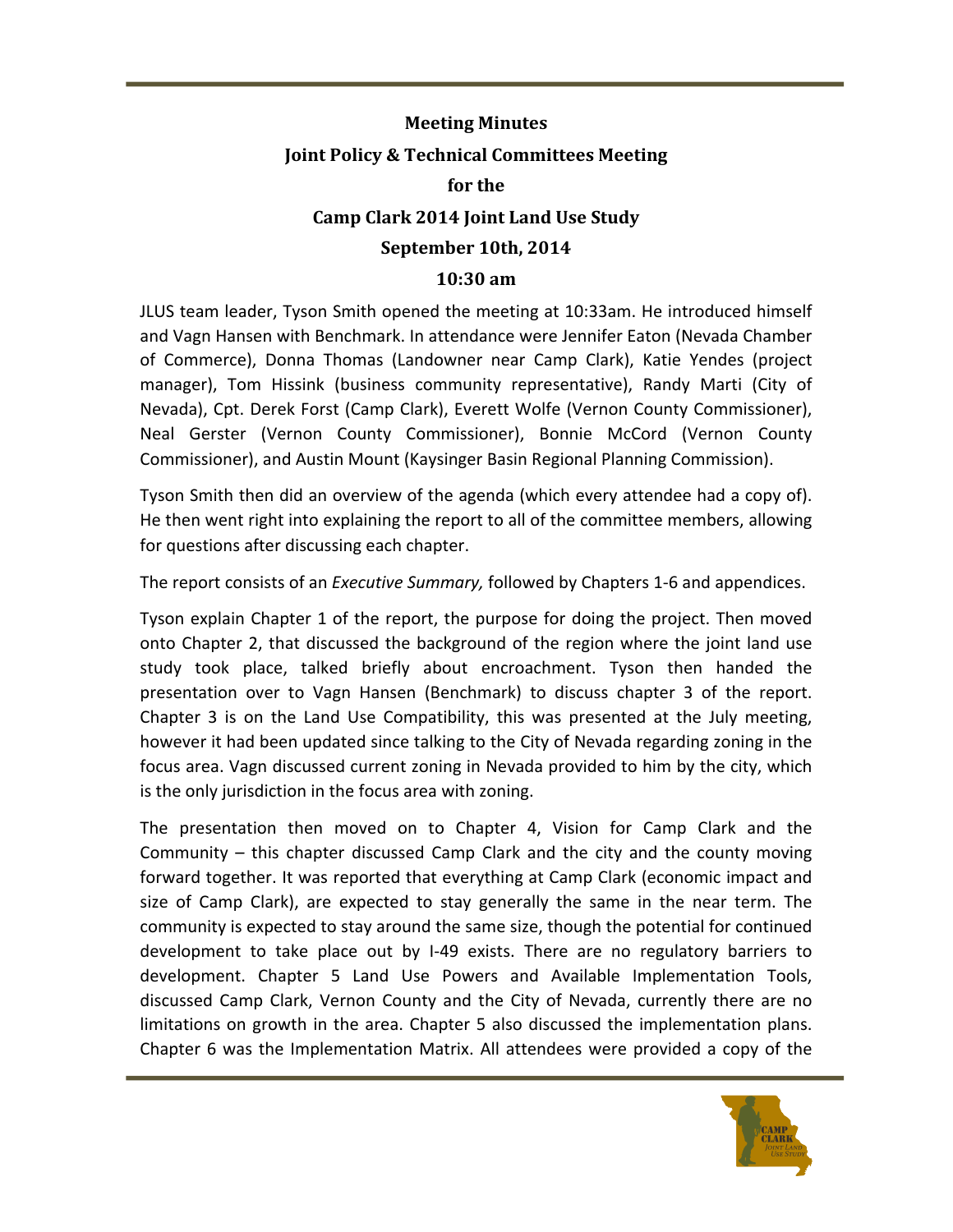# Meeting Minutes

## Joint Policy & Technical Committees Meeting

## for the

## Camp Clark 2014 Joint Land Use Study

## September 10th, 2014

## 10:30 am

JLUS team leader, Tyson Smith opened the meeting at 10:33am. He introduced himself and Vagn Hansen with Benchmark. In attendance were Jennifer Eaton (Nevada Chamber of Commerce), Donna Thomas (Landowner near Camp Clark), Katie Yendes (project manager), Tom Hissink (business community representative), Randy Marti (City of Nevada), Cpt. Derek Forst (Camp Clark), Everett Wolfe (Vernon County Commissioner), Neal Gerster (Vernon County Commissioner), Bonnie McCord (Vernon County Commissioner), and Austin Mount (Kaysinger Basin Regional Planning Commission).

Tyson Smith then did an overview of the agenda (which every attendee had a copy of). He then went right into explaining the report to all of the committee members, allowing for questions after discussing each chapter.

The report consists of an *Executive Summary,* followed by Chapters 1-6 and appendices.

Tyson explain Chapter 1 of the report, the purpose for doing the project. Then moved onto Chapter 2, that discussed the background of the region where the joint land use study took place, talked briefly about encroachment. Tyson then handed the presentation over to Vagn Hansen (Benchmark) to discuss chapter 3 of the report. Chapter 3 is on the Land Use Compatibility, this was presented at the July meeting, however it had been updated since talking to the City of Nevada regarding zoning in the focus area. Vagn discussed current zoning in Nevada provided to him by the city, which is the only jurisdiction in the focus area with zoning.

The presentation then moved on to Chapter 4, Vision for Camp Clark and the Community – this chapter discussed Camp Clark and the city and the county moving forward together. It was reported that everything at Camp Clark (economic impact and size of Camp Clark), are expected to stay generally the same in the near term. The community is expected to stay around the same size, though the potential for continued development to take place out by I-49 exists. There are no regulatory barriers to development. Chapter 5 Land Use Powers and Available Implementation Tools, discussed Camp Clark, Vernon County and the City of Nevada, currently there are no limitations on growth in the area. Chapter 5 also discussed the implementation plans. Chapter 6 was the Implementation Matrix. All attendees were provided a copy of the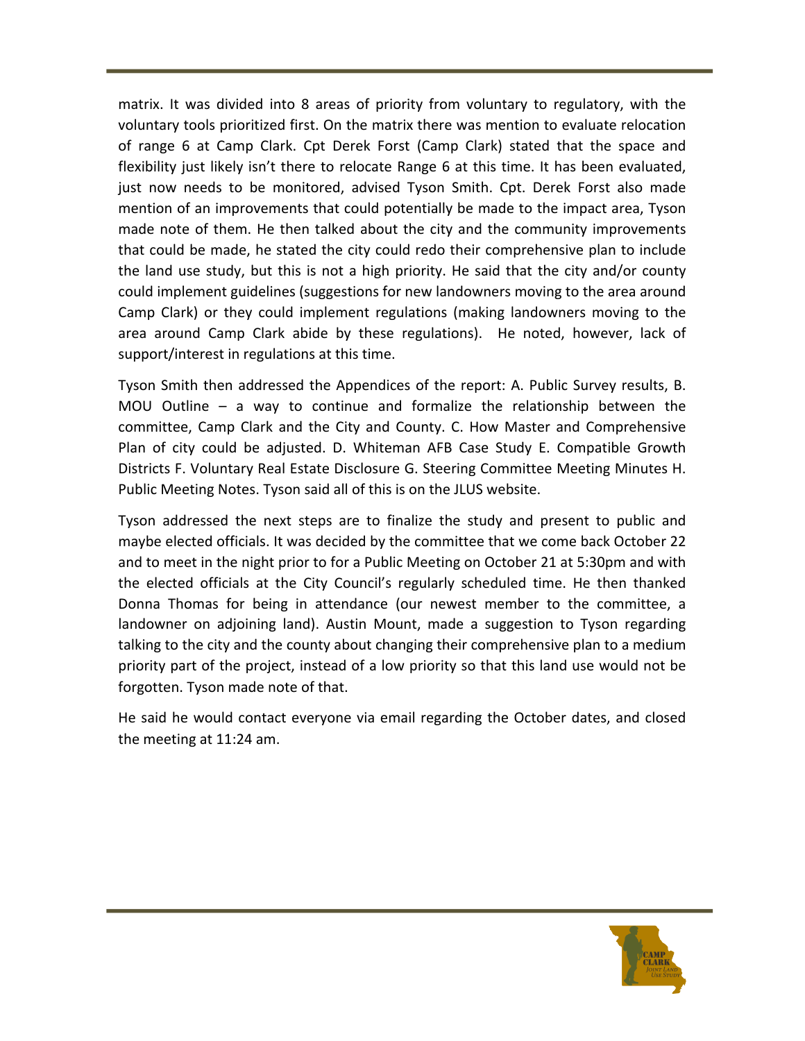matrix. It was divided into 8 areas of priority from voluntary to regulatory, with the voluntary tools prioritized first. On the matrix there was mention to evaluate relocation of range 6 at Camp Clark. Cpt Derek Forst (Camp Clark) stated that the space and flexibility just likely isn't there to relocate Range 6 at this time. It has been evaluated, just now needs to be monitored, advised Tyson Smith. Cpt. Derek Forst also made mention of an improvements that could potentially be made to the impact area, Tyson made note of them. He then talked about the city and the community improvements that could be made, he stated the city could redo their comprehensive plan to include the land use study, but this is not a high priority. He said that the city and/or county could implement guidelines (suggestions for new landowners moving to the area around Camp Clark) or they could implement regulations (making landowners moving to the area around Camp Clark abide by these regulations). He noted, however, lack of support/interest in regulations at this time.

Tyson Smith then addressed the Appendices of the report: A. Public Survey results, B. MOU Outline – a way to continue and formalize the relationship between the committee, Camp Clark and the City and County. C. How Master and Comprehensive Plan of city could be adjusted. D. Whiteman AFB Case Study E. Compatible Growth Districts F. Voluntary Real Estate Disclosure G. Steering Committee Meeting Minutes H. Public Meeting Notes. Tyson said all of this is on the JLUS website.

Tyson addressed the next steps are to finalize the study and present to public and maybe elected officials. It was decided by the committee that we come back October 22 and to meet in the night prior to for a Public Meeting on October 21 at 5:30pm and with the elected officials at the City Council's regularly scheduled time. He then thanked Donna Thomas for being in attendance (our newest member to the committee, a landowner on adjoining land). Austin Mount, made a suggestion to Tyson regarding talking to the city and the county about changing their comprehensive plan to a medium priority part of the project, instead of a low priority so that this land use would not be forgotten. Tyson made note of that.

He said he would contact everyone via email regarding the October dates, and closed the meeting at 11:24 am.